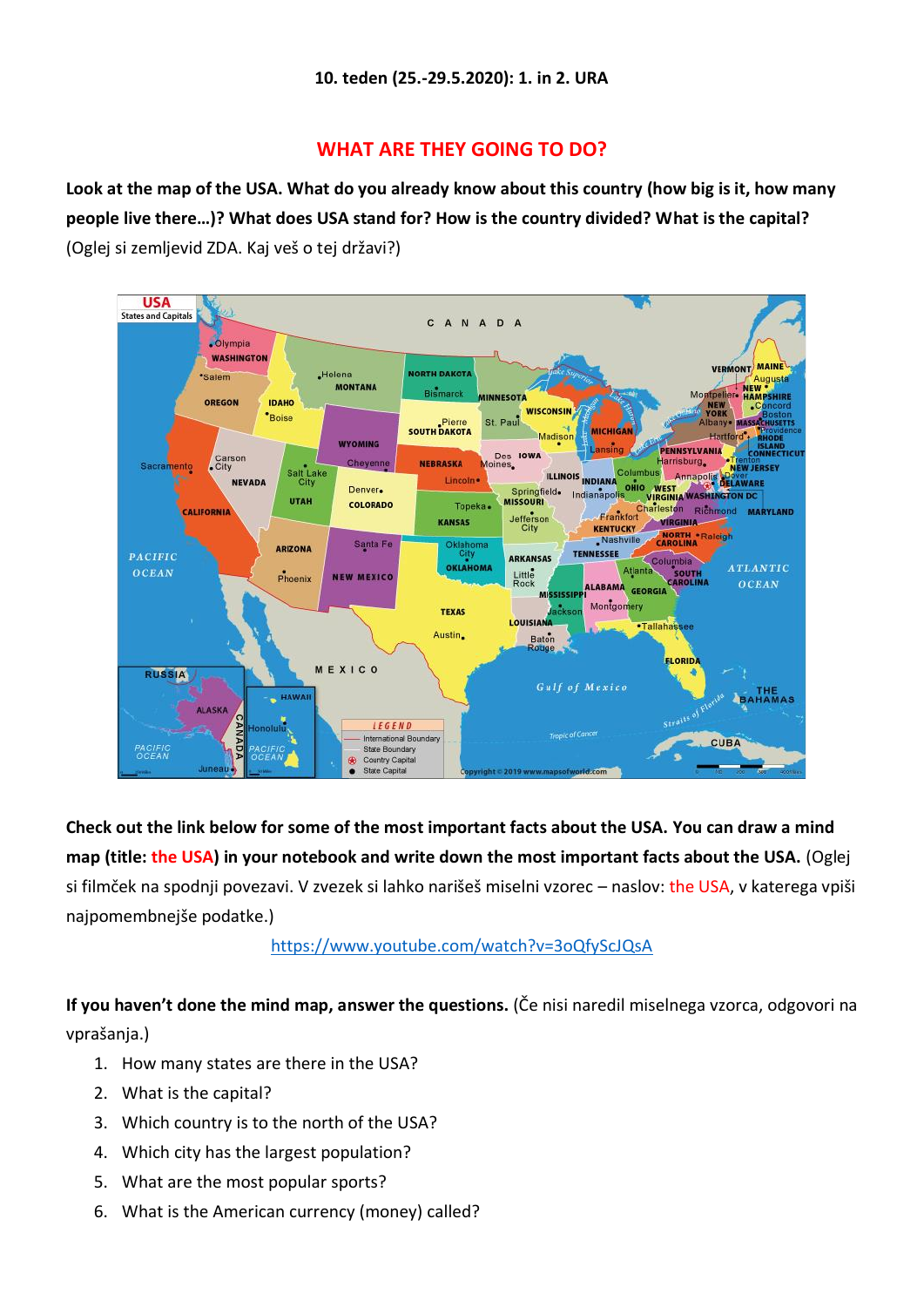**10. teden (25.-29.5.2020): 1. in 2. URA**

## WHAT ARE THEY GOING TO DO?

**Look at the map of the USA. What do you already know about this country (how big is it, how many people live there…)? What does USA stand for? How is the country divided? What is the capital?** (Oglej si zemljevid ZDA. Kaj veš o tej državi?)

**Check out the link below for some of the most important facts about the USA. You can draw a mind map (title: the USA) in your notebook and write down the most important facts about the USA.** (Oglej si filmček na spodnji povezavi. V zvezek si lahko narišeš miselni vzorec – naslov: the USA, v katerega vpiši najpomembnejše podatke.)

https://www.youtube.com/watch?v=3oQfyScJQsA

**If you haven't done the mind map, answer the questions.** (Če nisi naredil miselnega vzorca, odgovori na vprašanja.)

1. How many states are there in the USA?
2. What is the capital?
3. Which country is to the north of the USA?
4. Which city has the largest population?
5. What are the most popular sports?
6. What is the American currency (money) called?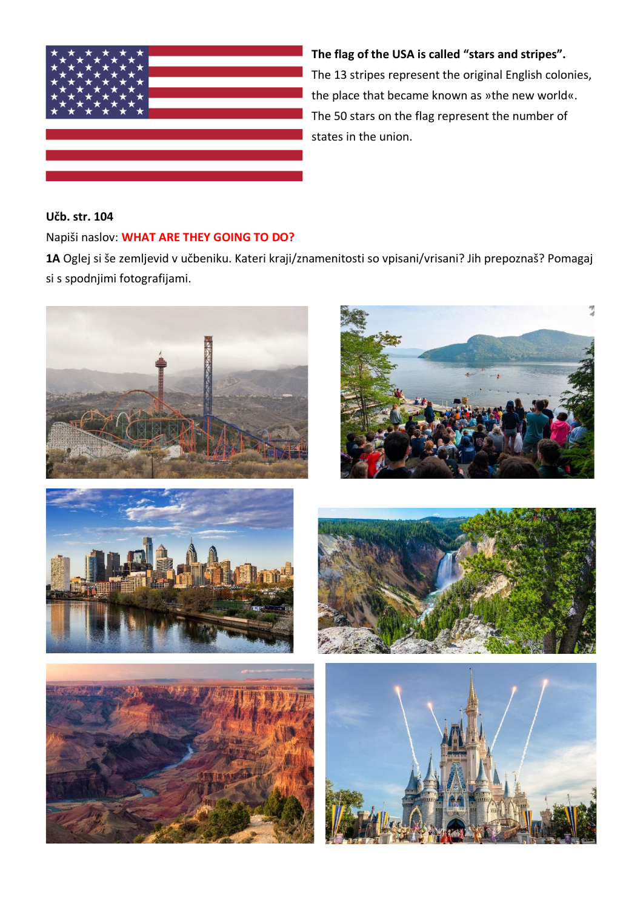**The flag of the USA is called "stars and stripes".**
The 13 stripes represent the original English colonies, the place that became known as »the new world«. The 50 stars on the flag represent the number of states in the union.

**Učb. str. 104**

Napiši naslov: **WHAT ARE THEY GOING TO DO?**

**1A** Oglej si še zemljevid v učbeniku. Kateri kraji/znamenitosti so vpisani/vrisani? Jih prepoznaš? Pomagaj si s spodnjimi fotografijami.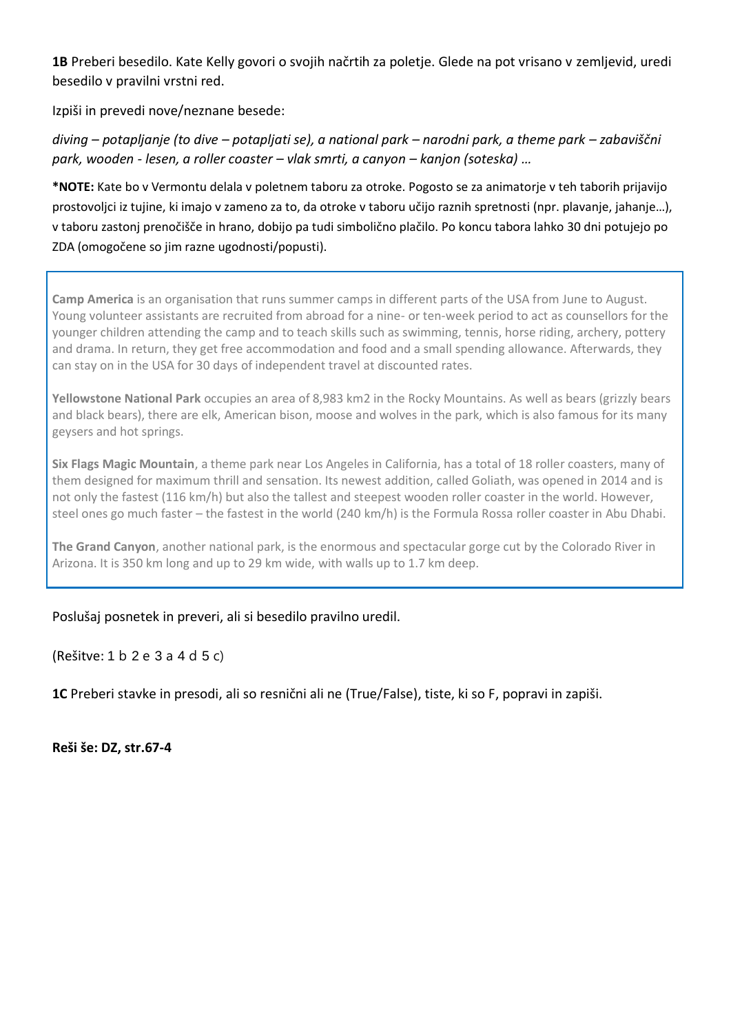**1B** Preberi besedilo. Kate Kelly govori o svojih načrtih za poletje. Glede na pot vrisano v zemljevid, uredi besedilo v pravilni vrstni red.

Izpiši in prevedi nove/neznane besede:

*diving – potapljanje (to dive – potapljati se), a national park – narodni park, a theme park – zabaviščni park, wooden - lesen, a roller coaster – vlak smrti, a canyon – kanjon (soteska) …*

**\*NOTE:** Kate bo v Vermontu delala v poletnem taboru za otroke. Pogosto se za animatorje v teh taborih prijavijo prostovoljci iz tujine, ki imajo v zameno za to, da otroke v taboru učijo raznih spretnosti (npr. plavanje, jahanje…), v taboru zastonj prenočišče in hrano, dobijo pa tudi simbolično plačilo. Po koncu tabora lahko 30 dni potujejo po ZDA (omogočene so jim razne ugodnosti/popusti).

**Camp America** is an organisation that runs summer camps in different parts of the USA from June to August. Young volunteer assistants are recruited from abroad for a nine- or ten-week period to act as counsellors for the younger children attending the camp and to teach skills such as swimming, tennis, horse riding, archery, pottery and drama. In return, they get free accommodation and food and a small spending allowance. Afterwards, they can stay on in the USA for 30 days of independent travel at discounted rates.

**Yellowstone National Park** occupies an area of 8,983 km2 in the Rocky Mountains. As well as bears (grizzly bears and black bears), there are elk, American bison, moose and wolves in the park, which is also famous for its many geysers and hot springs.

**Six Flags Magic Mountain**, a theme park near Los Angeles in California, has a total of 18 roller coasters, many of them designed for maximum thrill and sensation. Its newest addition, called Goliath, was opened in 2014 and is not only the fastest (116 km/h) but also the tallest and steepest wooden roller coaster in the world. However, steel ones go much faster – the fastest in the world (240 km/h) is the Formula Rossa roller coaster in Abu Dhabi.

**The Grand Canyon**, another national park, is the enormous and spectacular gorge cut by the Colorado River in Arizona. It is 350 km long and up to 29 km wide, with walls up to 1.7 km deep.

Poslušaj posnetek in preveri, ali si besedilo pravilno uredil.

(Rešitve: 1 b 2 e 3 a 4 d 5 c)

**1C** Preberi stavke in presodi, ali so resnični ali ne (True/False), tiste, ki so F, popravi in zapiši.

**Reši še: DZ, str.67-4**